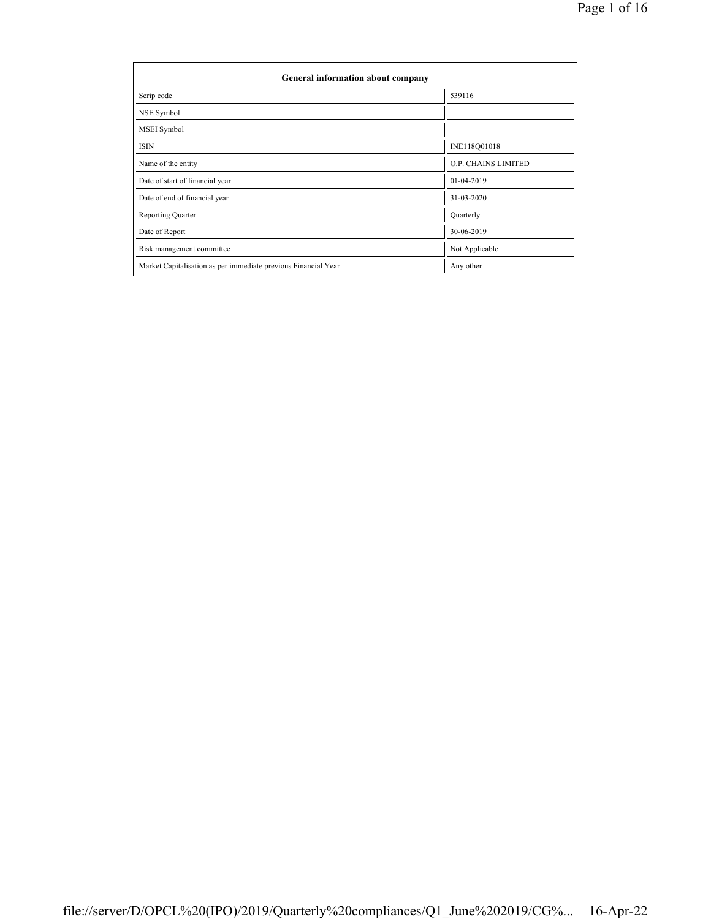| General information about company | |
|---|---|
| Scrip code | 539116 |
| NSE Symbol | |
| MSEI Symbol | |
| ISIN | INE118Q01018 |
| Name of the entity | O.P. CHAINS LIMITED |
| Date of start of financial year | 01-04-2019 |
| Date of end of financial year | 31-03-2020 |
| Reporting Quarter | Quarterly |
| Date of Report | 30-06-2019 |
| Risk management committee | Not Applicable |
| Market Capitalisation as per immediate previous Financial Year | Any other |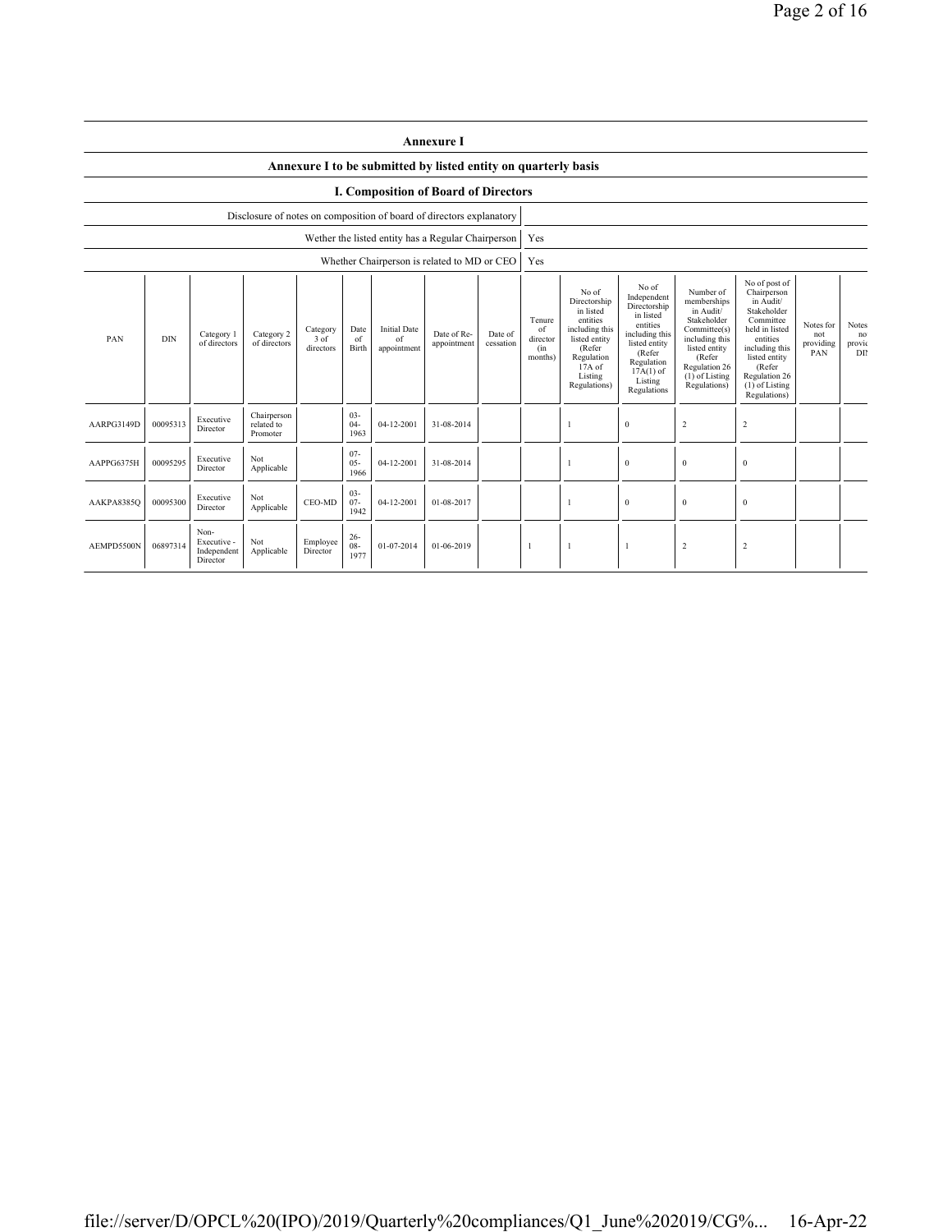# Annexure I

## Annexure I to be submitted by listed entity on quarterly basis

### I. Composition of Board of Directors

| Disclosure of notes on composition of board of directors explanatory | |
|---|---|
| Wether the listed entity has a Regular Chairperson | Yes |
| Whether Chairperson is related to MD or CEO | Yes |

| PAN | DIN | Category 1 of directors | Category 2 of directors | Category 3 of directors | Date of Birth | Initial Date of appointment | Date of Re-appointment | Date of cessation | Tenure of director (in months) | No of Directorship in listed entities including this listed entity (Refer Regulation 17A of Listing Regulations) | No of Independent Directorship in listed entities including this listed entity (Refer Regulation 17A(1) of Listing Regulations | Number of memberships in Audit/ Stakeholder Committee(s) including this listed entity (Refer Regulation 26 (1) of Listing Regulations) | No of post of Chairperson in Audit/ Stakeholder Committee held in listed entities including this listed entity (Refer Regulation 26 (1) of Listing Regulations) | Notes for not providing PAN | Notes no provi DIN |
|---|---|---|---|---|---|---|---|---|---|---|---|---|---|---|---|
| AARPG3149D | 00095313 | Executive Director | Chairperson related to Promoter | | 03-04-1963 | 04-12-2001 | 31-08-2014 | | | 1 | 0 | 2 | 2 | | |
| AAPPG6375H | 00095295 | Executive Director | Not Applicable | | 07-05-1966 | 04-12-2001 | 31-08-2014 | | | 1 | 0 | 0 | 0 | | |
| AAKPA8385Q | 00095300 | Executive Director | Not Applicable | CEO-MD | 03-07-1942 | 04-12-2001 | 01-08-2017 | | | 1 | 0 | 0 | 0 | | |
| AEMPD5500N | 06897314 | Non-Executive - Independent Director | Not Applicable | Employee Director | 26-08-1977 | 01-07-2014 | 01-06-2019 | | 1 | 1 | 1 | 2 | 2 | | |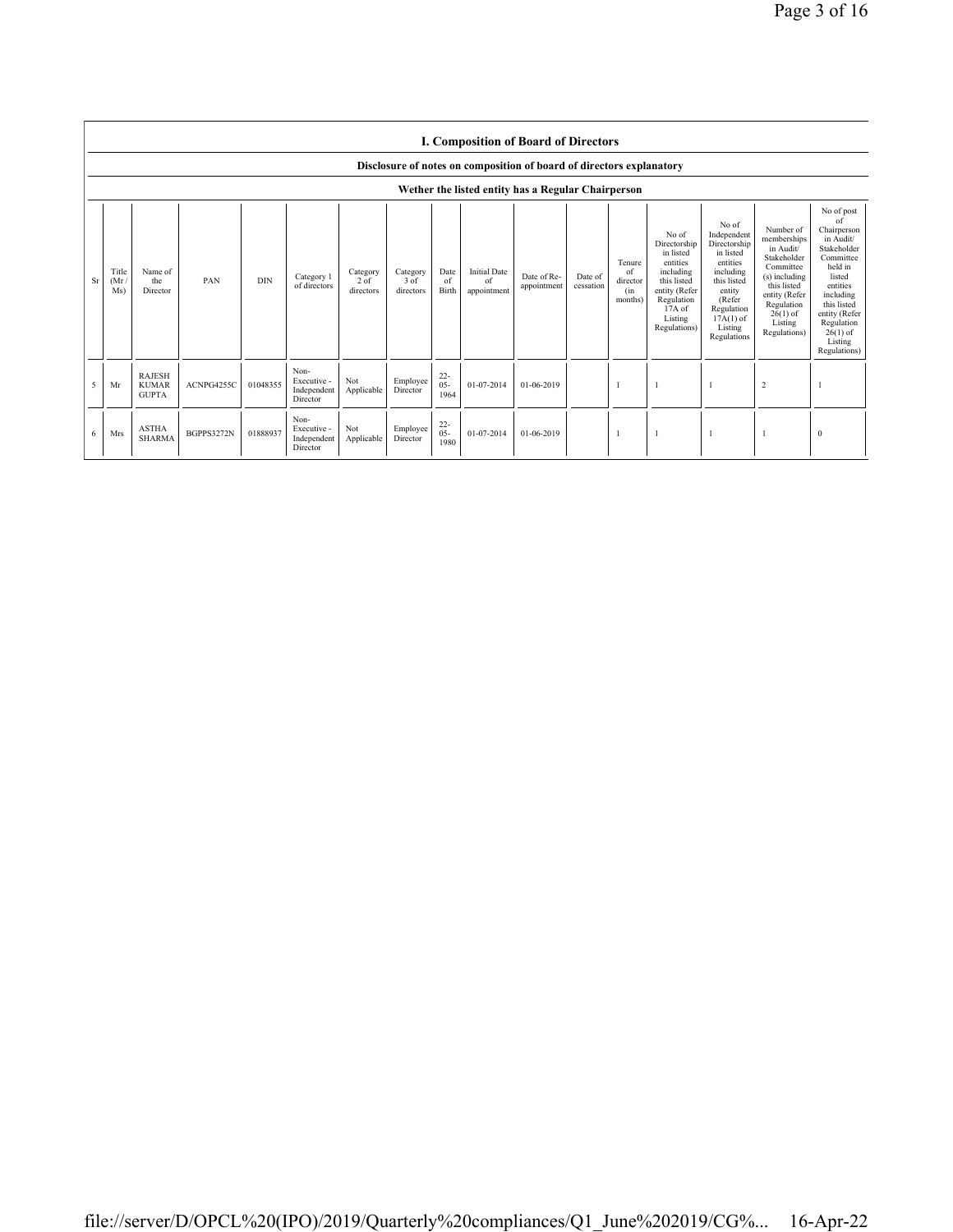## I. Composition of Board of Directors

### Disclosure of notes on composition of board of directors explanatory

### Wether the listed entity has a Regular Chairperson

| Sr | Title (Mr / Ms) | Name of the Director | PAN | DIN | Category 1 of directors | Category 2 of directors | Category 3 of directors | Date of Birth | Initial Date of appointment | Date of Re-appointment | Date of cessation | Tenure of director (in months) | No of Directorship in listed entities including this listed entity (Refer Regulation 17A of Listing Regulations) | No of Independent Directorship in listed entities including this listed entity (Refer Regulation 17A(1) of Listing Regulations | Number of memberships in Audit/ Stakeholder Committee (s) including this listed entity (Refer Regulation 26(1) of Listing Regulations) | No of post of Chairperson in Audit/ Stakeholder Committee held in listed entities including this listed entity (Refer Regulation 26(1) of Listing Regulations) |
|---|---|---|---|---|---|---|---|---|---|---|---|---|---|---|---|---|
| 5 | Mr | RAJESH KUMAR GUPTA | ACNPG4255C | 01048355 | Non-Executive - Independent Director | Not Applicable | Employee Director | 22-05-1964 | 01-07-2014 | 01-06-2019 | | 1 | 1 | 1 | 2 | 1 |
| 6 | Mrs | ASTHA SHARMA | BGPPS3272N | 01888937 | Non-Executive - Independent Director | Not Applicable | Employee Director | 22-05-1980 | 01-07-2014 | 01-06-2019 | | 1 | 1 | 1 | 1 | 0 |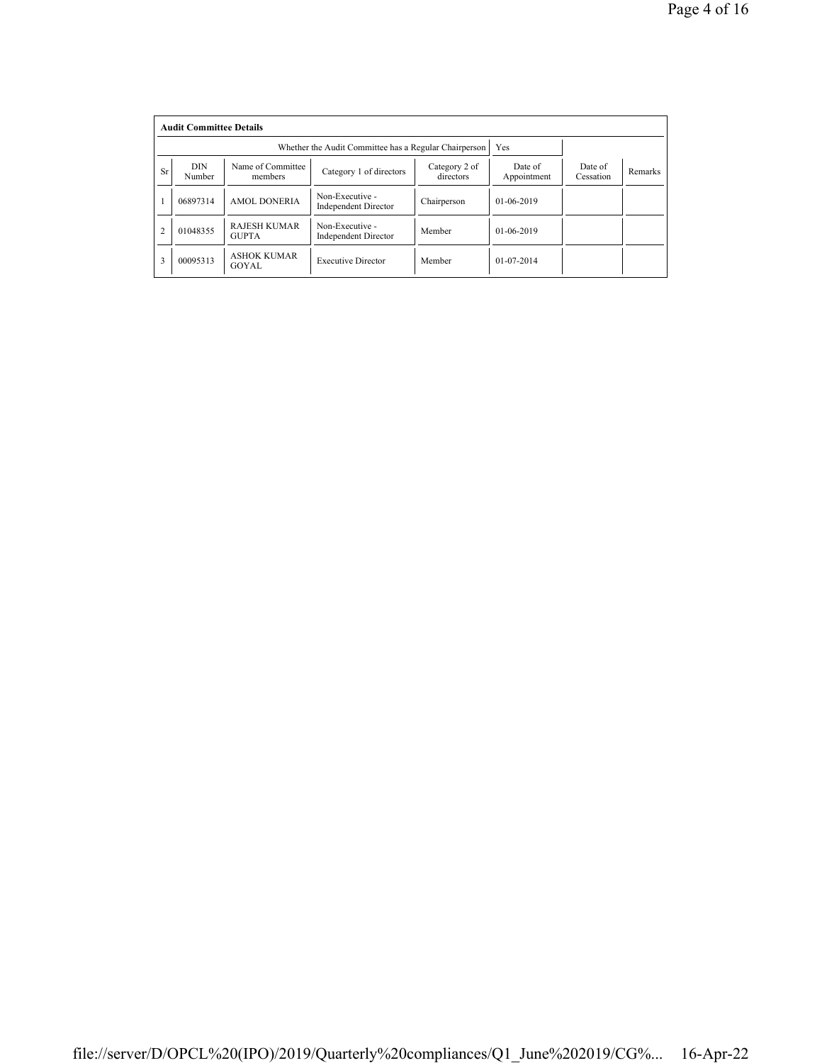**Audit Committee Details**

| Whether the Audit Committee has a Regular Chairperson | | | | | Yes | | |
|---|---|---|---|---|---|---|---|
| Sr | DIN Number | Name of Committee members | Category 1 of directors | Category 2 of directors | Date of Appointment | Date of Cessation | Remarks |
| 1 | 06897314 | AMOL DONERIA | Non-Executive - Independent Director | Chairperson | 01-06-2019 | | |
| 2 | 01048355 | RAJESH KUMAR GUPTA | Non-Executive - Independent Director | Member | 01-06-2019 | | |
| 3 | 00095313 | ASHOK KUMAR GOYAL | Executive Director | Member | 01-07-2014 | | |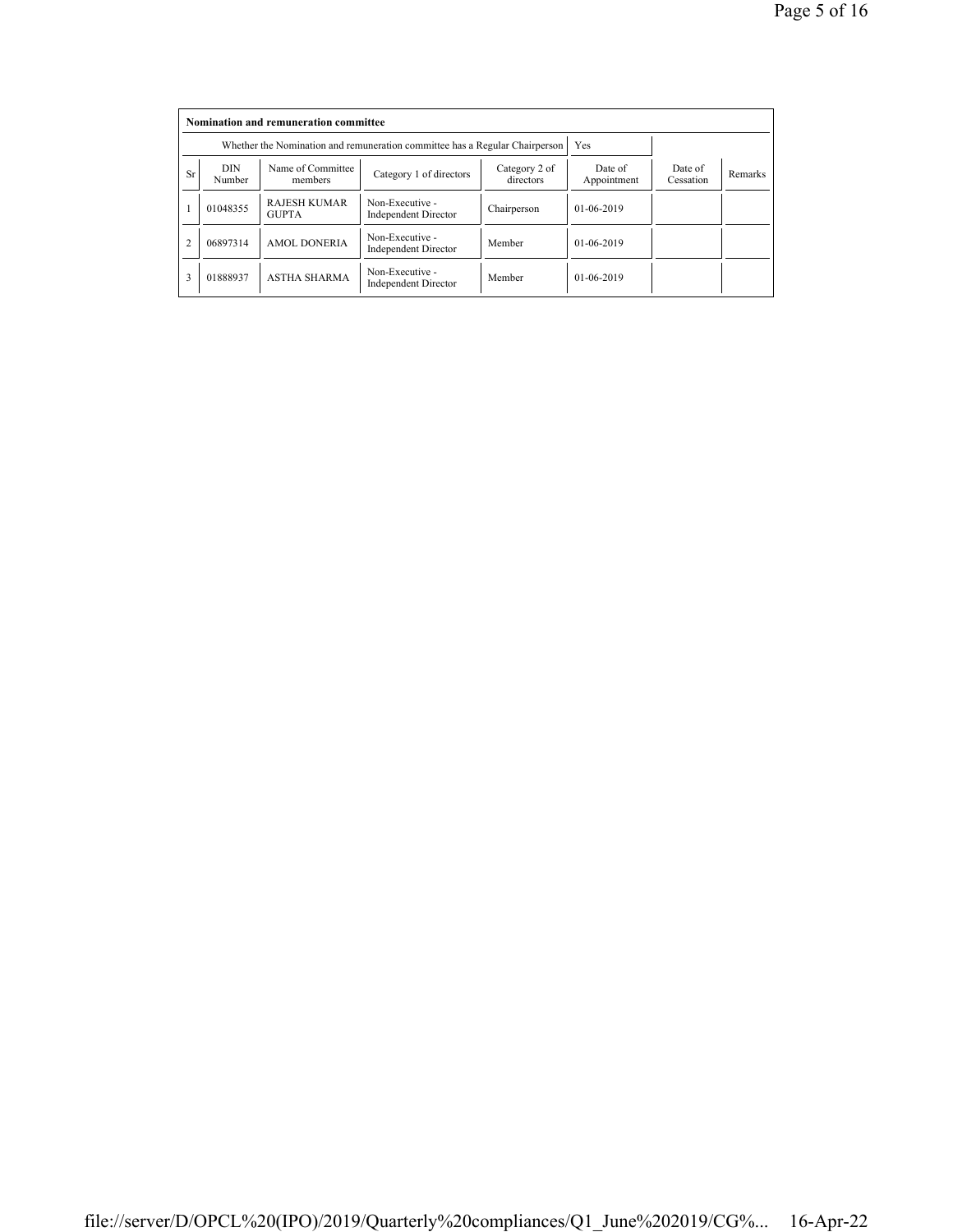**Nomination and remuneration committee**

| Whether the Nomination and remuneration committee has a Regular Chairperson | Yes |
|---|---|

| Sr | DIN Number | Name of Committee members | Category 1 of directors | Category 2 of directors | Date of Appointment | Date of Cessation | Remarks |
|---|---|---|---|---|---|---|---|
| 1 | 01048355 | RAJESH KUMAR GUPTA | Non-Executive - Independent Director | Chairperson | 01-06-2019 | | |
| 2 | 06897314 | AMOL DONERIA | Non-Executive - Independent Director | Member | 01-06-2019 | | |
| 3 | 01888937 | ASTHA SHARMA | Non-Executive - Independent Director | Member | 01-06-2019 | | |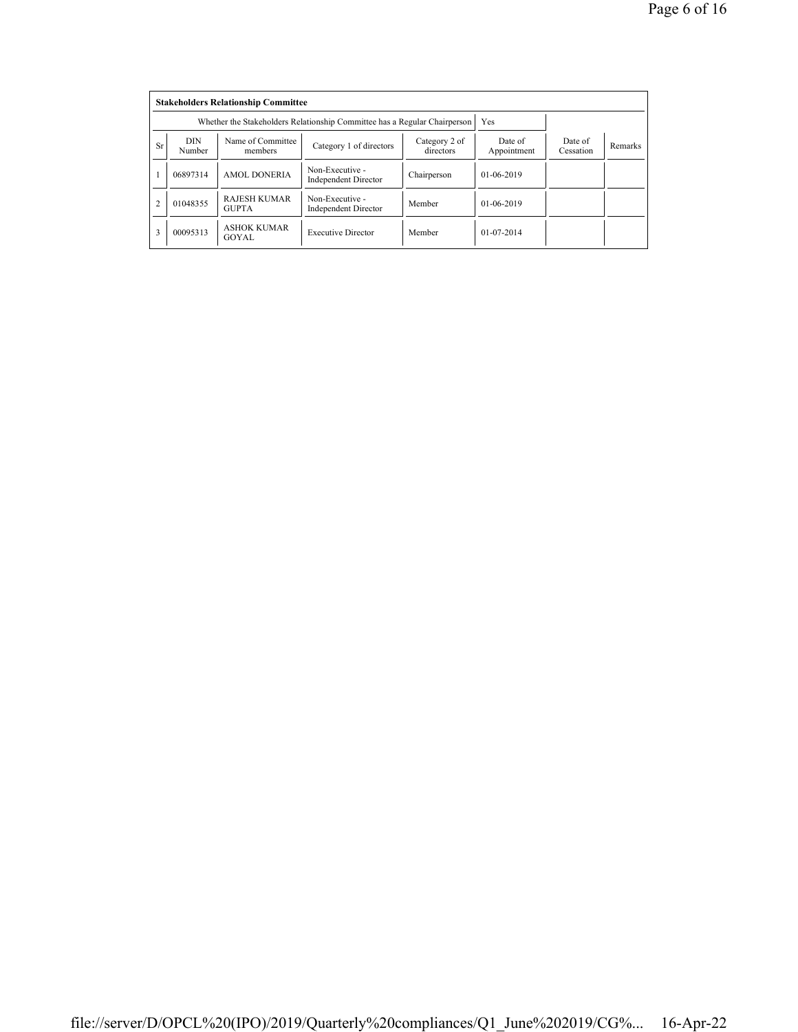**Stakeholders Relationship Committee**

Whether the Stakeholders Relationship Committee has a Regular Chairperson: Yes

| Sr | DIN Number | Name of Committee members | Category 1 of directors | Category 2 of directors | Date of Appointment | Date of Cessation | Remarks |
|---|---|---|---|---|---|---|---|
| 1 | 06897314 | AMOL DONERIA | Non-Executive - Independent Director | Chairperson | 01-06-2019 | | |
| 2 | 01048355 | RAJESH KUMAR GUPTA | Non-Executive - Independent Director | Member | 01-06-2019 | | |
| 3 | 00095313 | ASHOK KUMAR GOYAL | Executive Director | Member | 01-07-2014 | | |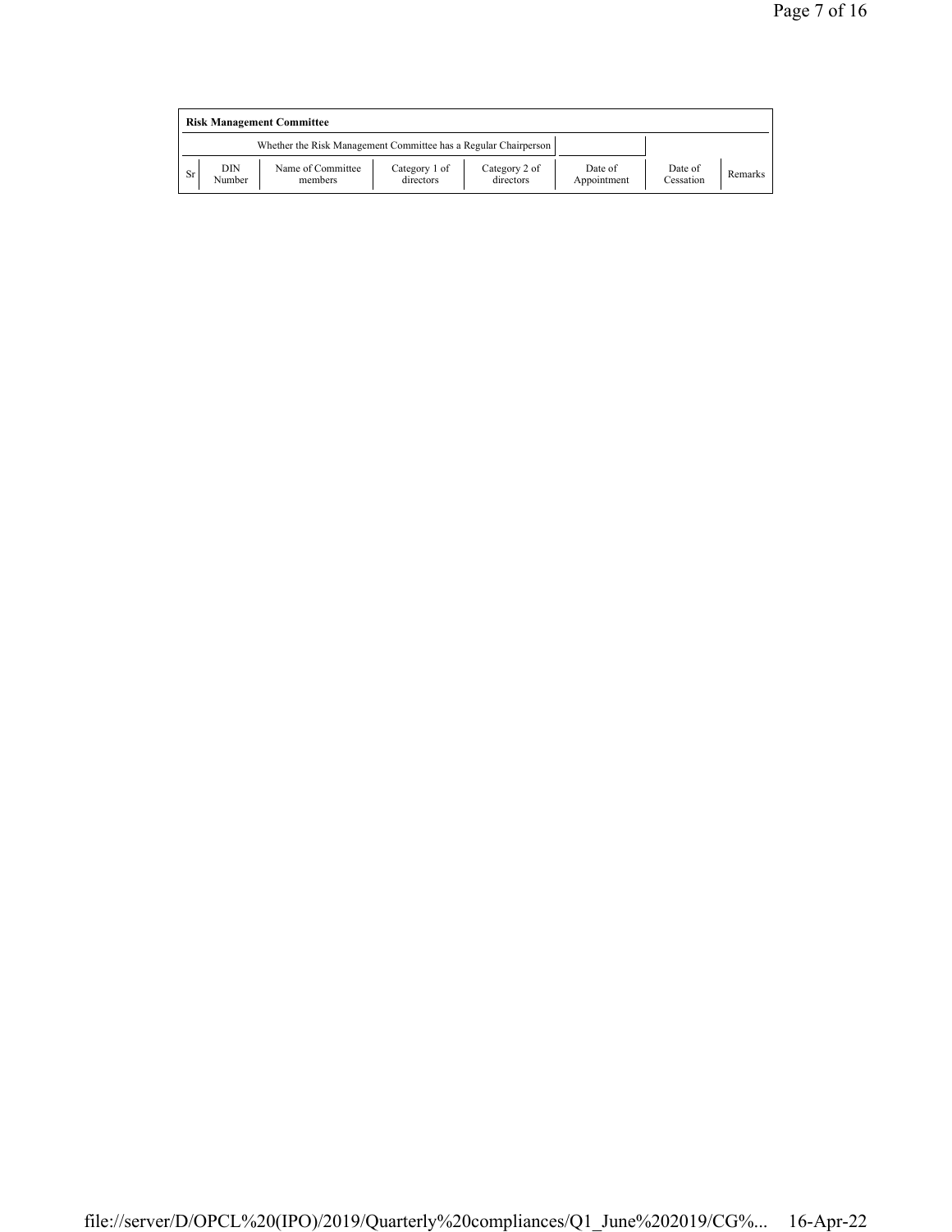**Risk Management Committee**

| Whether the Risk Management Committee has a Regular Chairperson | | | | | | | |
|---|---|---|---|---|---|---|---|
| Sr | DIN Number | Name of Committee members | Category 1 of directors | Category 2 of directors | Date of Appointment | Date of Cessation | Remarks |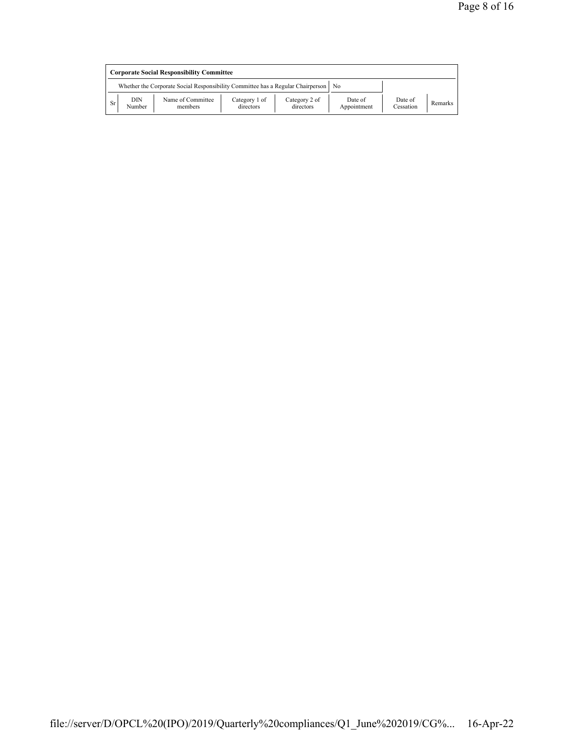**Corporate Social Responsibility Committee**

| Whether the Corporate Social Responsibility Committee has a Regular Chairperson | No |
|---|---|

| Sr | DIN Number | Name of Committee members | Category 1 of directors | Category 2 of directors | Date of Appointment | Date of Cessation | Remarks |
|---|---|---|---|---|---|---|---|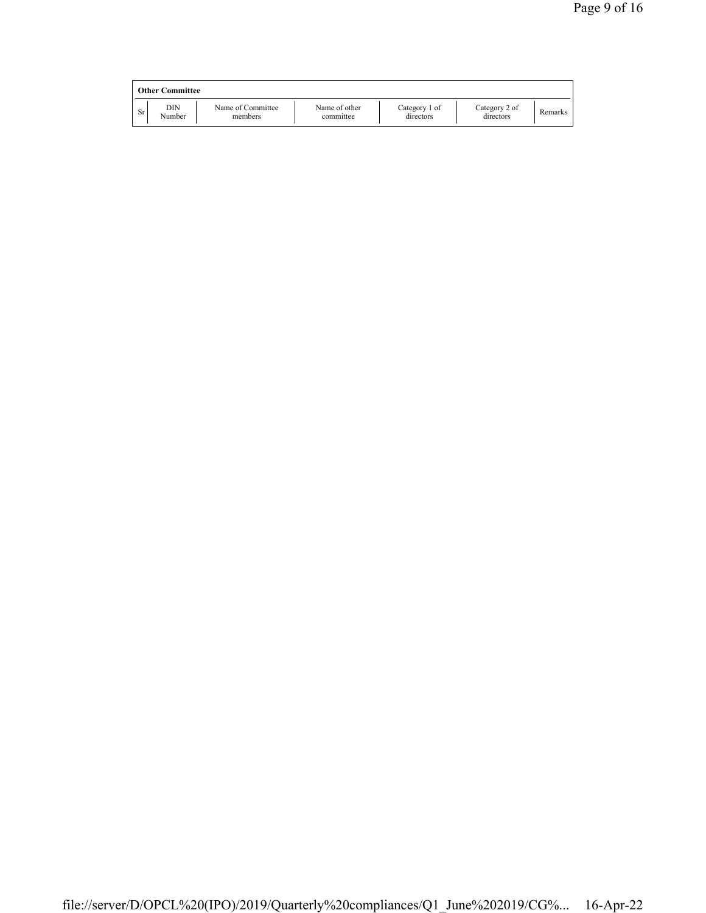**Other Committee**

| Sr | DIN Number | Name of Committee members | Name of other committee | Category 1 of directors | Category 2 of directors | Remarks |
|---|---|---|---|---|---|---|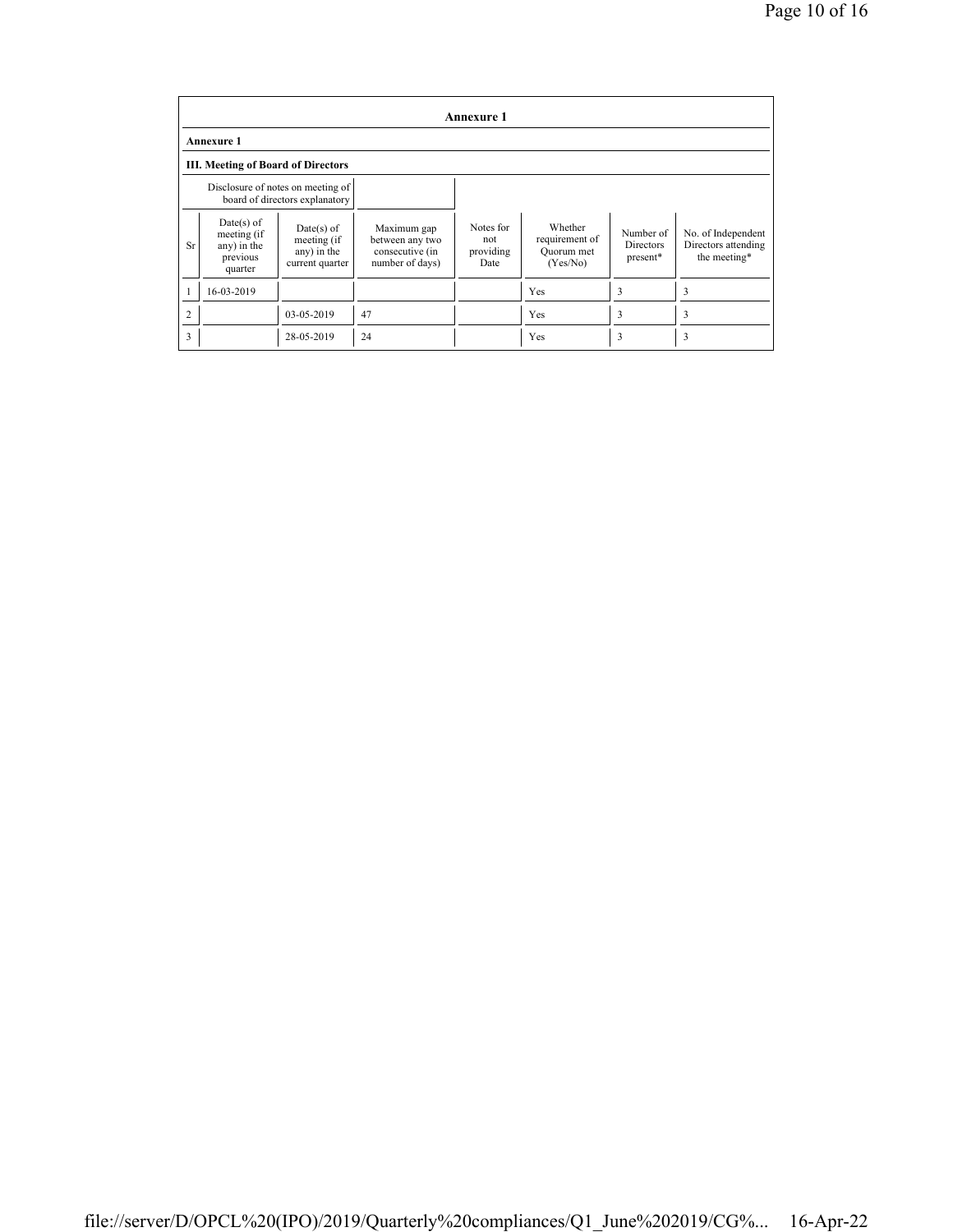**Annexure 1**

**Annexure 1**

**III. Meeting of Board of Directors**

| Disclosure of notes on meeting of board of directors explanatory | |
|---|---|

| Sr | Date(s) of meeting (if any) in the previous quarter | Date(s) of meeting (if any) in the current quarter | Maximum gap between any two consecutive (in number of days) | Notes for not providing Date | Whether requirement of Quorum met (Yes/No) | Number of Directors present* | No. of Independent Directors attending the meeting* |
|---|---|---|---|---|---|---|---|
| 1 | 16-03-2019 | | | | Yes | 3 | 3 |
| 2 | | 03-05-2019 | 47 | | Yes | 3 | 3 |
| 3 | | 28-05-2019 | 24 | | Yes | 3 | 3 |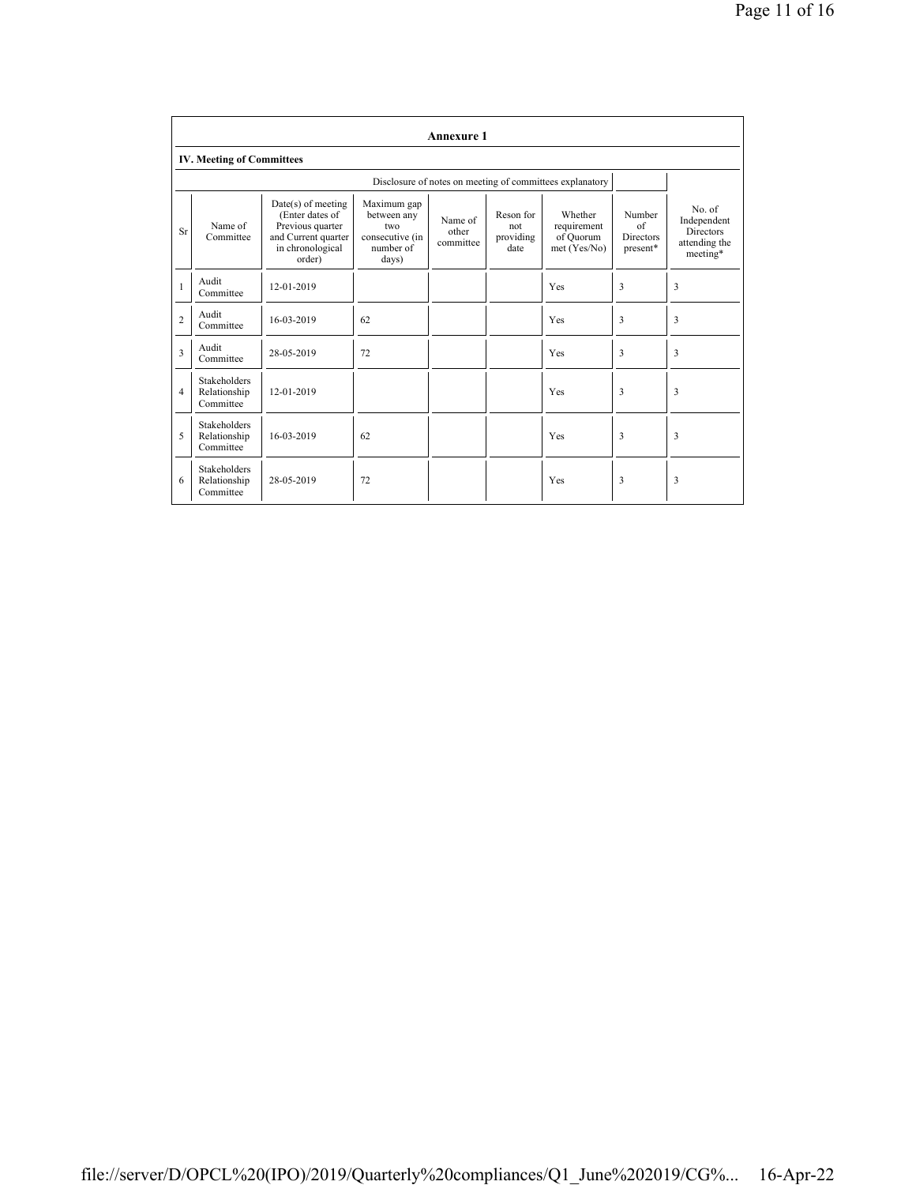**Annexure 1**

**IV. Meeting of Committees**

Disclosure of notes on meeting of committees explanatory

| Sr | Name of Committee | Date(s) of meeting (Enter dates of Previous quarter and Current quarter in chronological order) | Maximum gap between any two consecutive (in number of days) | Name of other committee | Reson for not providing date | Whether requirement of Quorum met (Yes/No) | Number of Directors present* | No. of Independent Directors attending the meeting* |
|---|---|---|---|---|---|---|---|---|
| 1 | Audit Committee | 12-01-2019 | | | | Yes | 3 | 3 |
| 2 | Audit Committee | 16-03-2019 | 62 | | | Yes | 3 | 3 |
| 3 | Audit Committee | 28-05-2019 | 72 | | | Yes | 3 | 3 |
| 4 | Stakeholders Relationship Committee | 12-01-2019 | | | | Yes | 3 | 3 |
| 5 | Stakeholders Relationship Committee | 16-03-2019 | 62 | | | Yes | 3 | 3 |
| 6 | Stakeholders Relationship Committee | 28-05-2019 | 72 | | | Yes | 3 | 3 |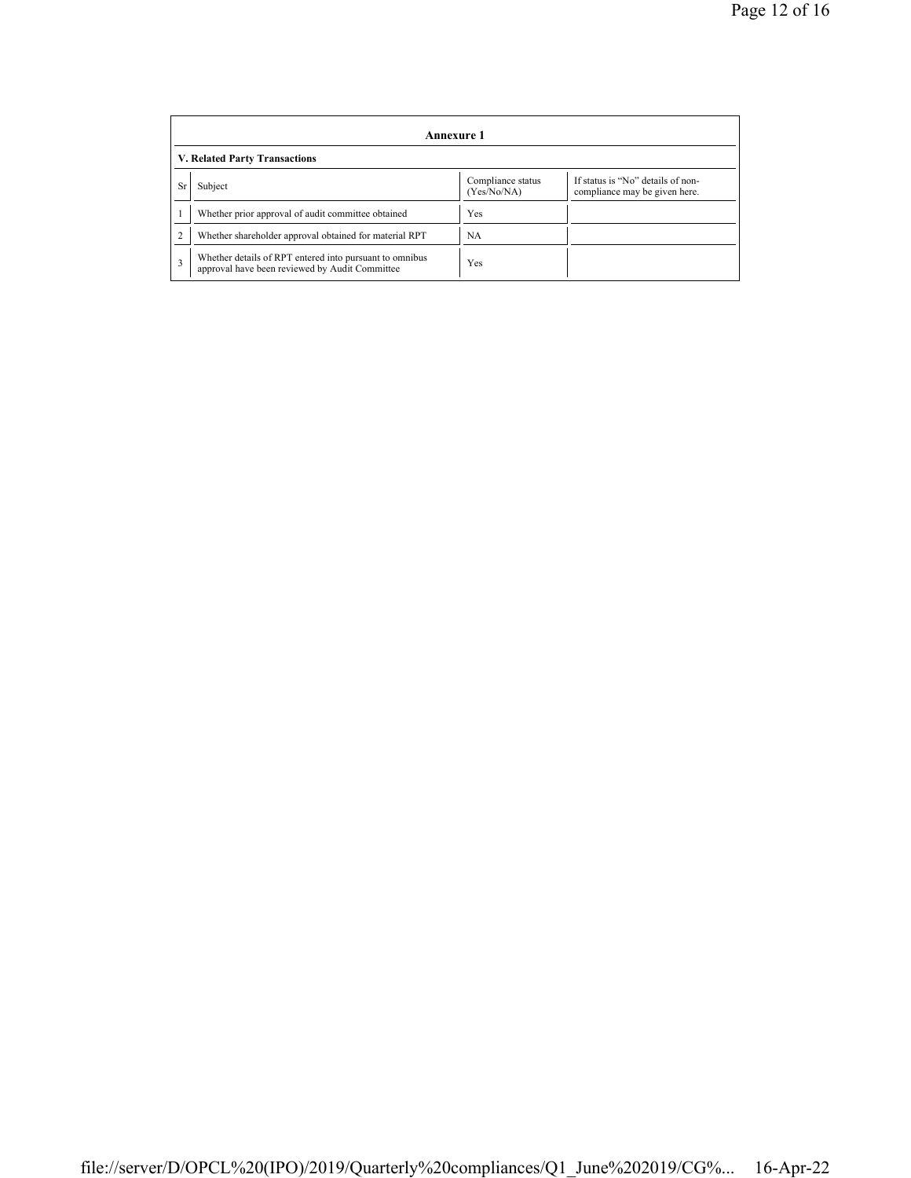## Annexure 1

### V. Related Party Transactions

| Sr | Subject | Compliance status (Yes/No/NA) | If status is "No" details of non-compliance may be given here. |
|---|---|---|---|
| 1 | Whether prior approval of audit committee obtained | Yes | |
| 2 | Whether shareholder approval obtained for material RPT | NA | |
| 3 | Whether details of RPT entered into pursuant to omnibus approval have been reviewed by Audit Committee | Yes | |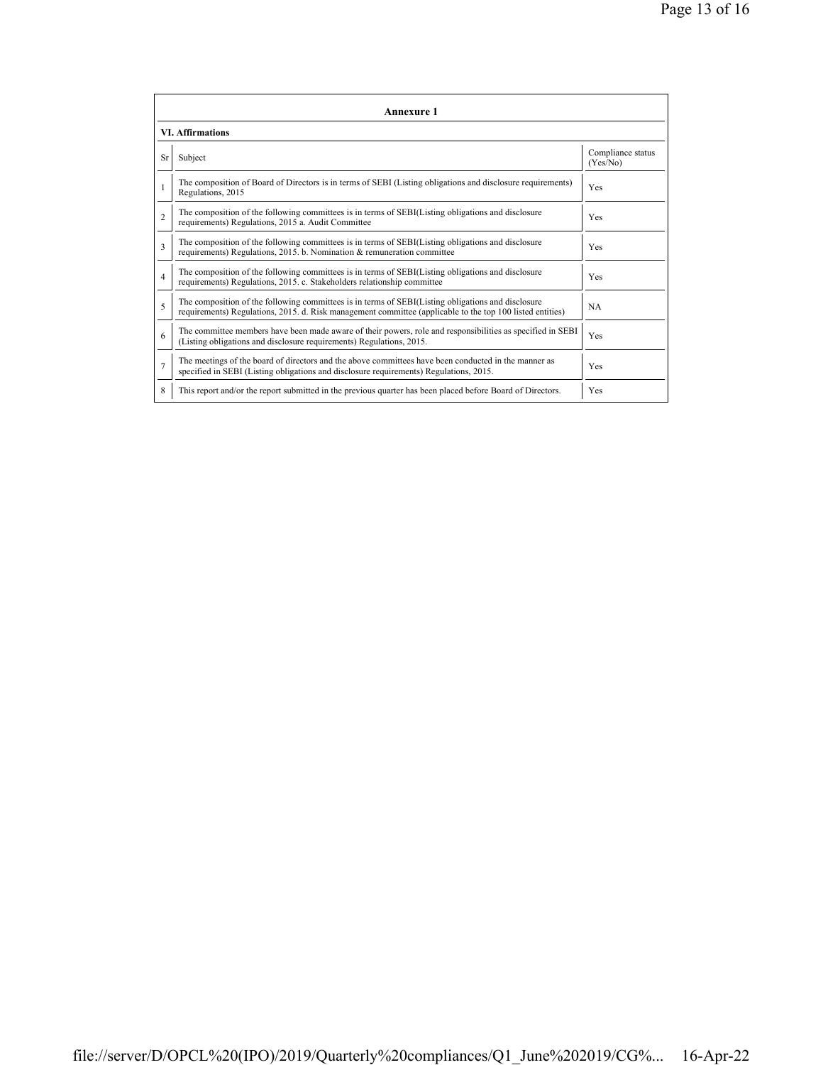**Annexure 1**

**VI. Affirmations**

| Sr | Subject | Compliance status (Yes/No) |
|---|---|---|
| 1 | The composition of Board of Directors is in terms of SEBI (Listing obligations and disclosure requirements) Regulations, 2015 | Yes |
| 2 | The composition of the following committees is in terms of SEBI(Listing obligations and disclosure requirements) Regulations, 2015 a. Audit Committee | Yes |
| 3 | The composition of the following committees is in terms of SEBI(Listing obligations and disclosure requirements) Regulations, 2015. b. Nomination & remuneration committee | Yes |
| 4 | The composition of the following committees is in terms of SEBI(Listing obligations and disclosure requirements) Regulations, 2015. c. Stakeholders relationship committee | Yes |
| 5 | The composition of the following committees is in terms of SEBI(Listing obligations and disclosure requirements) Regulations, 2015. d. Risk management committee (applicable to the top 100 listed entities) | NA |
| 6 | The committee members have been made aware of their powers, role and responsibilities as specified in SEBI (Listing obligations and disclosure requirements) Regulations, 2015. | Yes |
| 7 | The meetings of the board of directors and the above committees have been conducted in the manner as specified in SEBI (Listing obligations and disclosure requirements) Regulations, 2015. | Yes |
| 8 | This report and/or the report submitted in the previous quarter has been placed before Board of Directors. | Yes |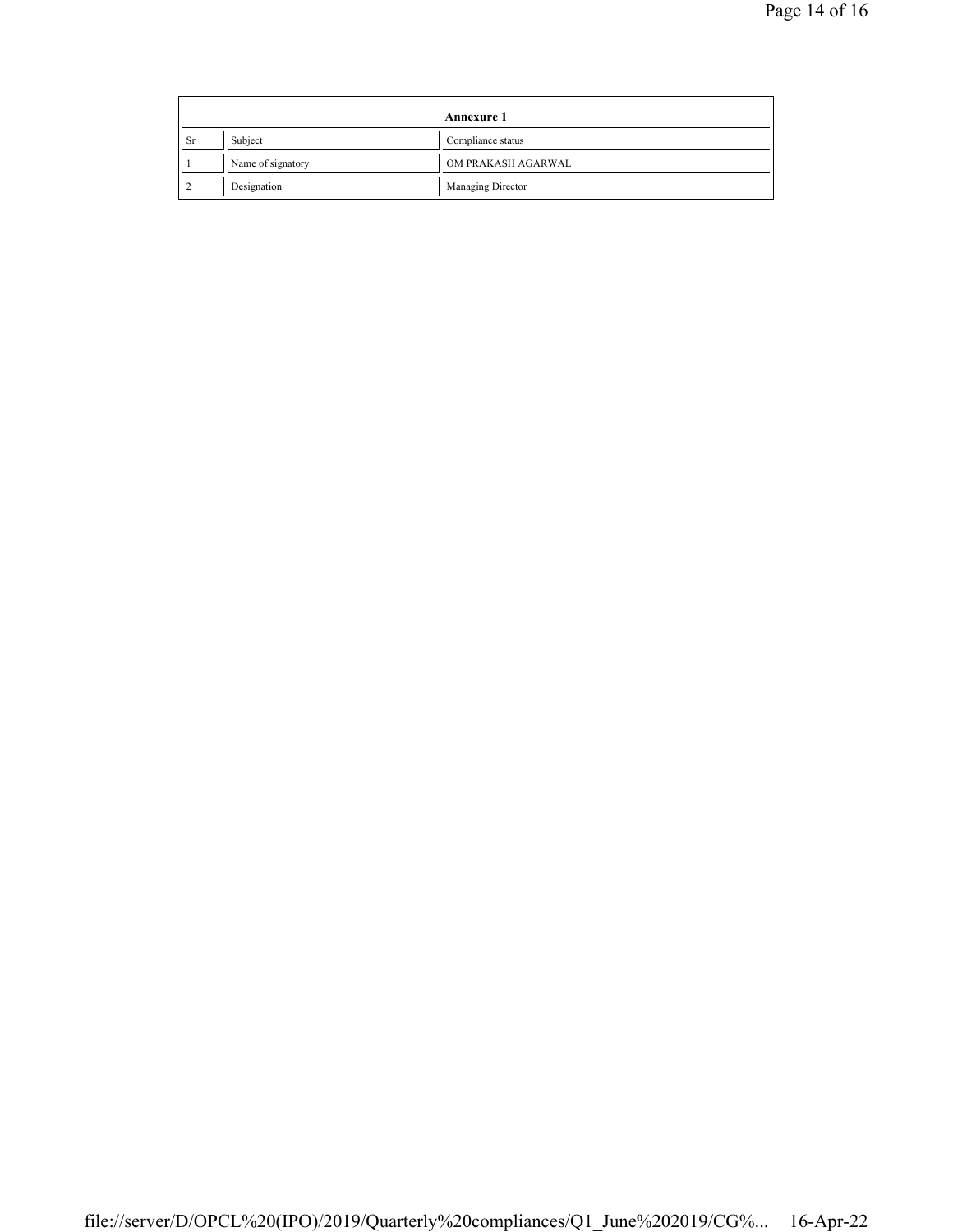| Annexure 1 | | |
|---|---|---|
| Sr | Subject | Compliance status |
| 1 | Name of signatory | OM PRAKASH AGARWAL |
| 2 | Designation | Managing Director |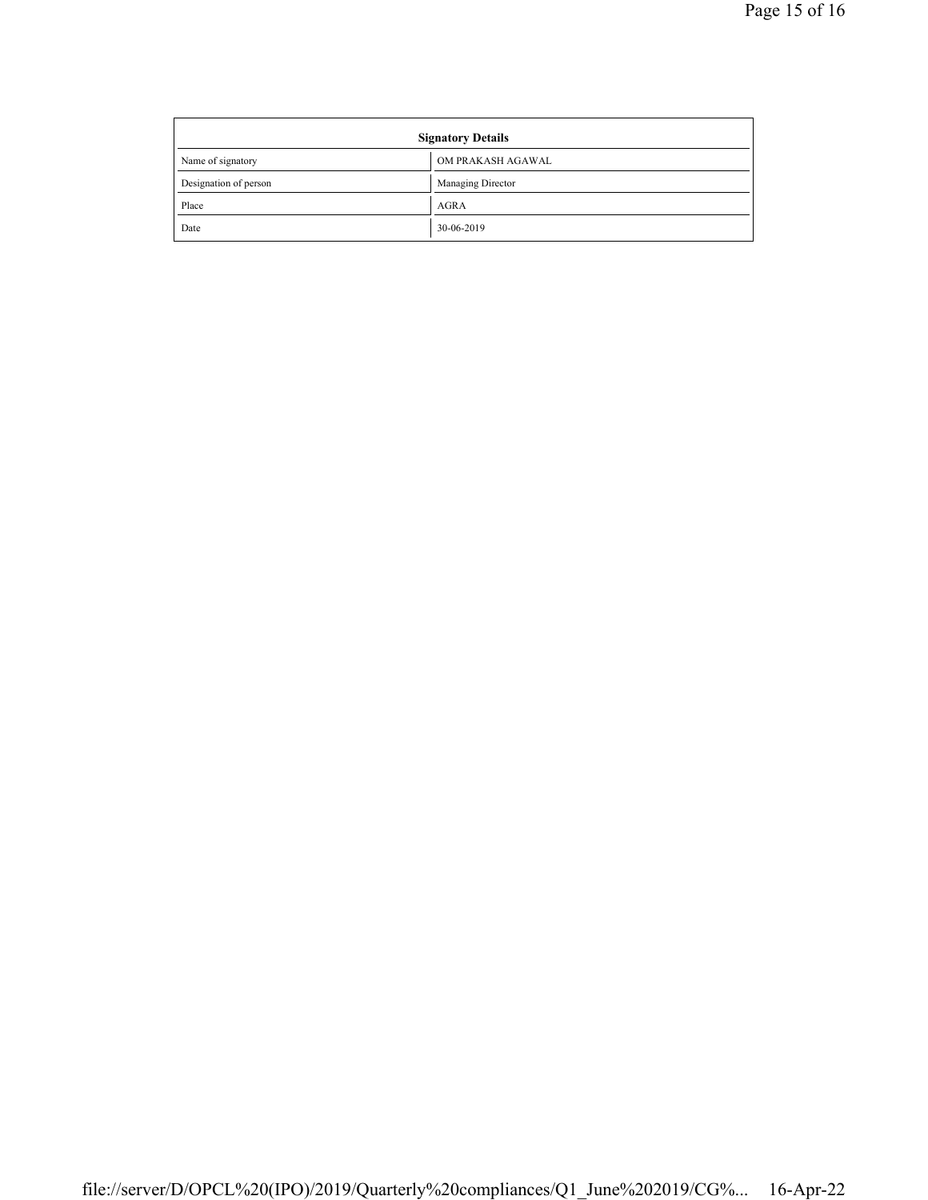| Signatory Details | |
|---|---|
| Name of signatory | OM PRAKASH AGAWAL |
| Designation of person | Managing Director |
| Place | AGRA |
| Date | 30-06-2019 |